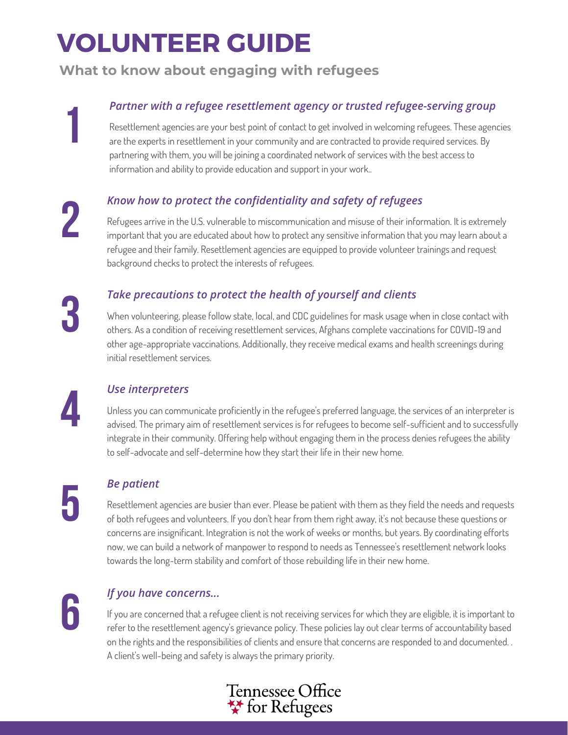# VOLUNTEER GUIDE

## What to know about engaging with refugees

### 1 *Partner with a refugee resettlement agency or trusted refugee-serving group*

Resettlement agencies are your best point of contact to get involved in welcoming refugees. These agencies are the experts in resettlement in your community and are contracted to provide required services. By partnering with them, you will be joining a coordinated network of services with the best access to information and ability to provide education and support in your work..

### 2 *Know how to protect the confidentiality and safety of refugees*

Refugees arrive in the U.S. vulnerable to miscommunication and misuse of their information. It is extremely important that you are educated about how to protect any sensitive information that you may learn about a refugee and their family. Resettlement agencies are equipped to provide volunteer trainings and request background checks to protect the interests of refugees.

### 3 *Take precautions to protect the health of yourself and clients*

When volunteering, please follow state, local, and CDC guidelines for mask usage when in close contact with others. As a condition of receiving resettlement services, Afghans complete vaccinations for COVID-19 and other age-appropriate vaccinations. Additionally, they receive medical exams and health screenings during initial resettlement services.

### 4 *Use interpreters*

Unless you can communicate proficiently in the refugee's preferred language, the services of an interpreter is advised. The primary aim of resettlement services is for refugees to become self-sufficient and to successfully integrate in their community. Offering help without engaging them in the process denies refugees the ability to self-advocate and self-determine how they start their life in their new home.

### 5 *Be patient*

Resettlement agencies are busier than ever. Please be patient with them as they field the needs and requests of both refugees and volunteers. If you don't hear from them right away, it's not because these questions or concerns are insignificant. Integration is not the work of weeks or months, but years. By coordinating efforts now, we can build a network of manpower to respond to needs as Tennessee's resettlement network looks towards the long-term stability and comfort of those rebuilding life in their new home.

### 6 *If you have concerns...*

If you are concerned that a refugee client is not receiving services for which they are eligible, it is important to refer to the resettlement agency's grievance policy. These policies lay out clear terms of accountability based on the rights and the responsibilities of clients and ensure that concerns are responded to and documented. . A client's well-being and safety is always the primary priority.

Tennessee Office for Refugees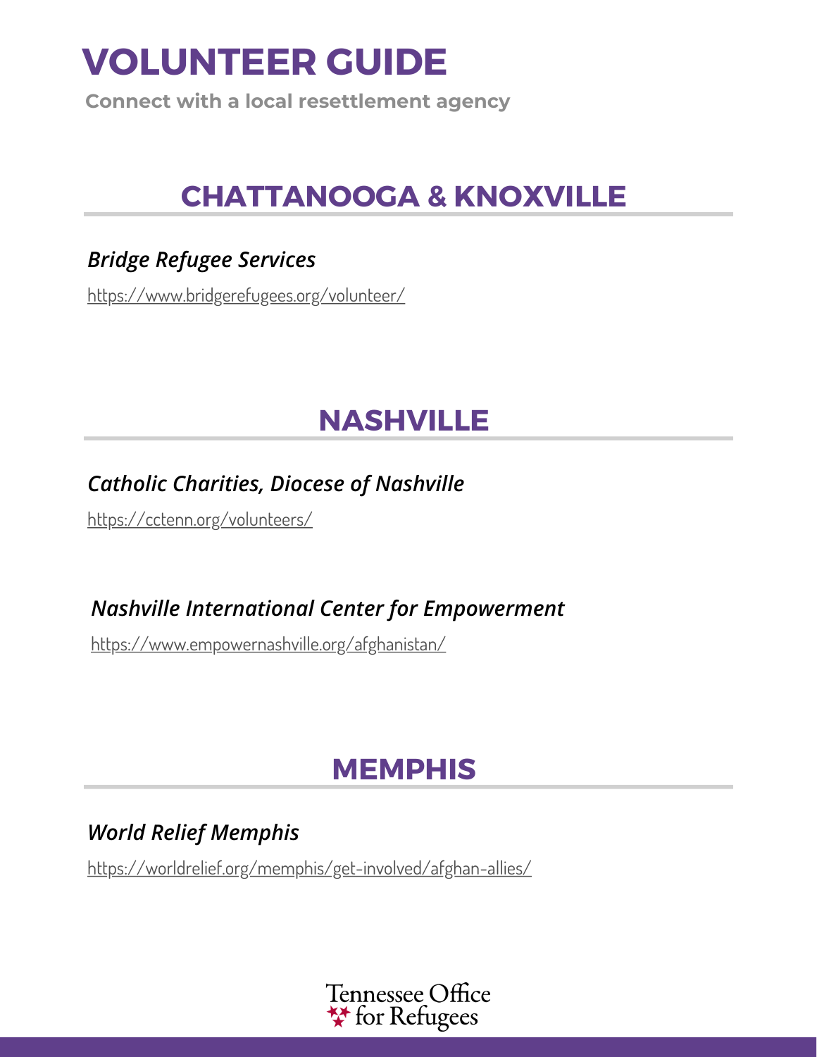# VOLUNTEER GUIDE

**Connect with a local resettlement agency**

## CHATTANOOGA & KNOXVILLE

***Bridge Refugee Services***

https://www.bridgerefugees.org/volunteer/

## NASHVILLE

***Catholic Charities, Diocese of Nashville***

https://cctenn.org/volunteers/

***Nashville International Center for Empowerment***

https://www.empowernashville.org/afghanistan/

## MEMPHIS

***World Relief Memphis***

https://worldrelief.org/memphis/get-involved/afghan-allies/

Tennessee Office for Refugees